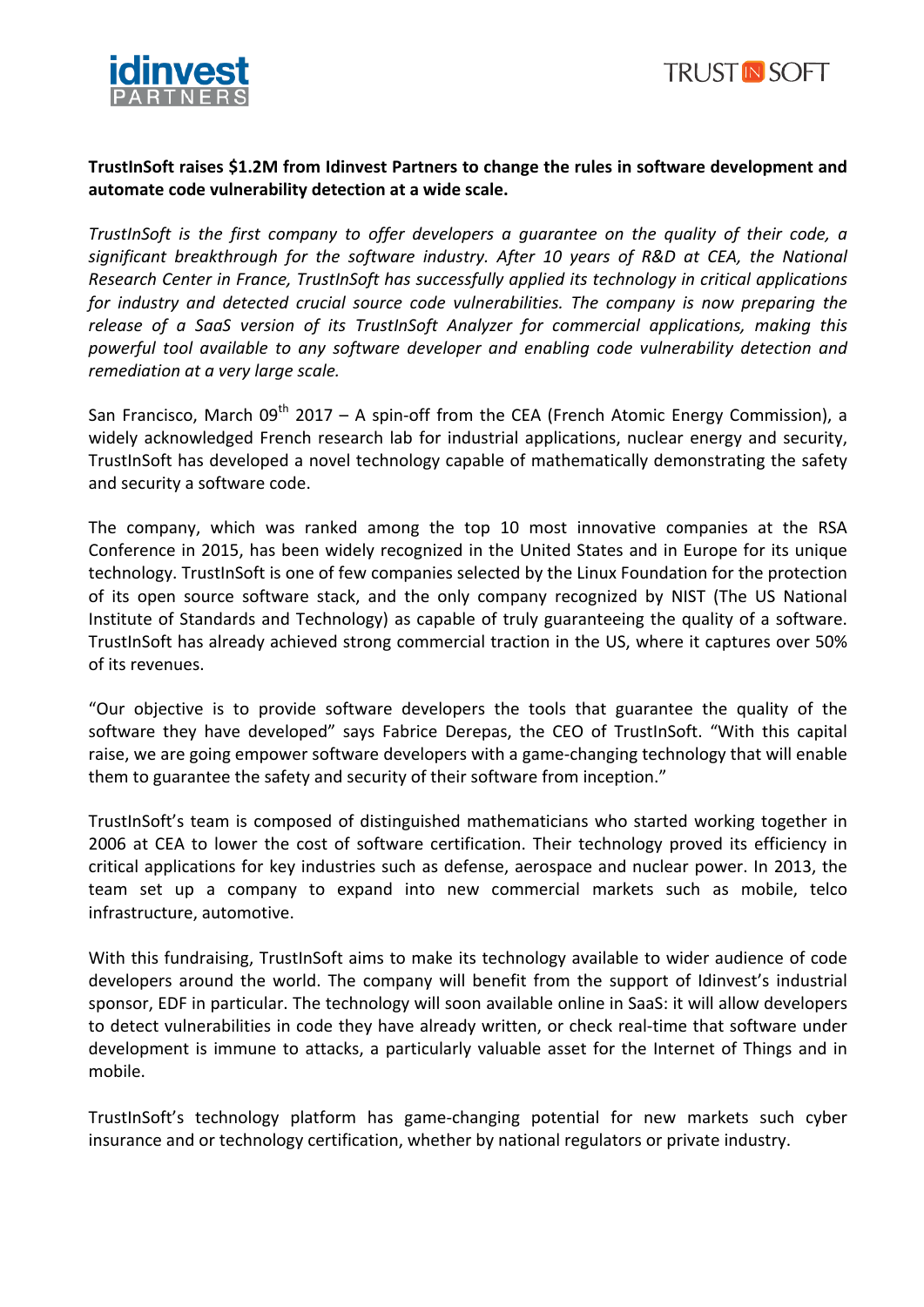**TrustInSoft raises $1.2M from Idinvest Partners to change the rules in software development and automate code vulnerability detection at a wide scale.**

*TrustInSoft is the first company to offer developers a guarantee on the quality of their code, a significant breakthrough for the software industry. After 10 years of R&D at CEA, the National Research Center in France, TrustInSoft has successfully applied its technology in critical applications for industry and detected crucial source code vulnerabilities. The company is now preparing the release of a SaaS version of its TrustInSoft Analyzer for commercial applications, making this powerful tool available to any software developer and enabling code vulnerability detection and remediation at a very large scale.*

San Francisco, March 09th 2017 – A spin-off from the CEA (French Atomic Energy Commission), a widely acknowledged French research lab for industrial applications, nuclear energy and security, TrustInSoft has developed a novel technology capable of mathematically demonstrating the safety and security a software code.

The company, which was ranked among the top 10 most innovative companies at the RSA Conference in 2015, has been widely recognized in the United States and in Europe for its unique technology. TrustInSoft is one of few companies selected by the Linux Foundation for the protection of its open source software stack, and the only company recognized by NIST (The US National Institute of Standards and Technology) as capable of truly guaranteeing the quality of a software. TrustInSoft has already achieved strong commercial traction in the US, where it captures over 50% of its revenues.

"Our objective is to provide software developers the tools that guarantee the quality of the software they have developed" says Fabrice Derepas, the CEO of TrustInSoft. "With this capital raise, we are going empower software developers with a game-changing technology that will enable them to guarantee the safety and security of their software from inception."

TrustInSoft's team is composed of distinguished mathematicians who started working together in 2006 at CEA to lower the cost of software certification. Their technology proved its efficiency in critical applications for key industries such as defense, aerospace and nuclear power. In 2013, the team set up a company to expand into new commercial markets such as mobile, telco infrastructure, automotive.

With this fundraising, TrustInSoft aims to make its technology available to wider audience of code developers around the world. The company will benefit from the support of Idinvest's industrial sponsor, EDF in particular. The technology will soon available online in SaaS: it will allow developers to detect vulnerabilities in code they have already written, or check real-time that software under development is immune to attacks, a particularly valuable asset for the Internet of Things and in mobile.

TrustInSoft's technology platform has game-changing potential for new markets such cyber insurance and or technology certification, whether by national regulators or private industry.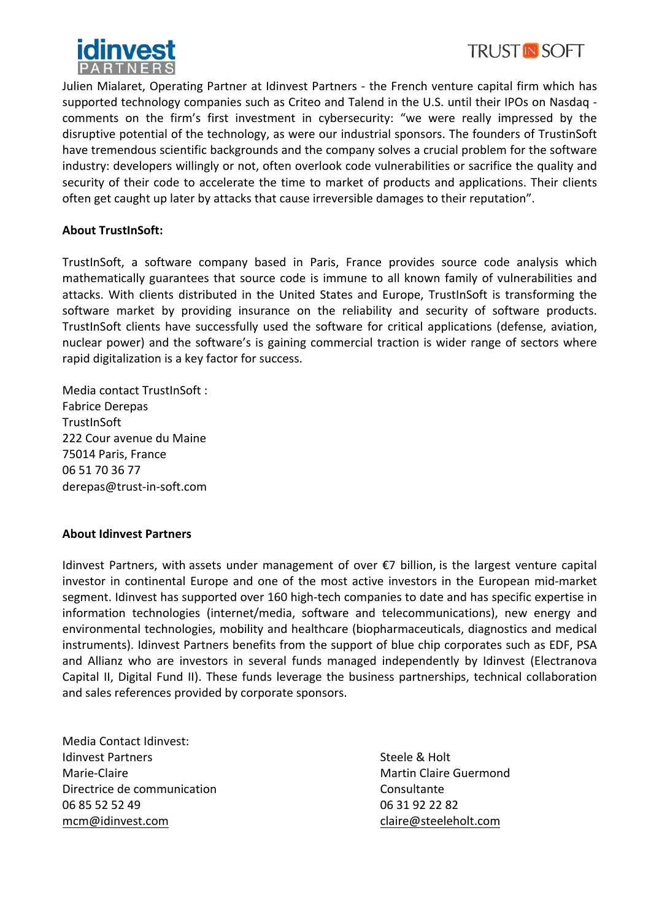Julien Mialaret, Operating Partner at Idinvest Partners - the French venture capital firm which has supported technology companies such as Criteo and Talend in the U.S. until their IPOs on Nasdaq - comments on the firm's first investment in cybersecurity: "we were really impressed by the disruptive potential of the technology, as were our industrial sponsors. The founders of TrustinSoft have tremendous scientific backgrounds and the company solves a crucial problem for the software industry: developers willingly or not, often overlook code vulnerabilities or sacrifice the quality and security of their code to accelerate the time to market of products and applications. Their clients often get caught up later by attacks that cause irreversible damages to their reputation".

**About TrustInSoft:**

TrustInSoft, a software company based in Paris, France provides source code analysis which mathematically guarantees that source code is immune to all known family of vulnerabilities and attacks. With clients distributed in the United States and Europe, TrustInSoft is transforming the software market by providing insurance on the reliability and security of software products. TrustInSoft clients have successfully used the software for critical applications (defense, aviation, nuclear power) and the software's is gaining commercial traction is wider range of sectors where rapid digitalization is a key factor for success.

Media contact TrustInSoft :
Fabrice Derepas
TrustInSoft
222 Cour avenue du Maine
75014 Paris, France
06 51 70 36 77
derepas@trust-in-soft.com

**About Idinvest Partners**

Idinvest Partners, with assets under management of over €7 billion, is the largest venture capital investor in continental Europe and one of the most active investors in the European mid-market segment. Idinvest has supported over 160 high-tech companies to date and has specific expertise in information technologies (internet/media, software and telecommunications), new energy and environmental technologies, mobility and healthcare (biopharmaceuticals, diagnostics and medical instruments). Idinvest Partners benefits from the support of blue chip corporates such as EDF, PSA and Allianz who are investors in several funds managed independently by Idinvest (Electranova Capital II, Digital Fund II). These funds leverage the business partnerships, technical collaboration and sales references provided by corporate sponsors.

Media Contact Idinvest:
Idinvest Partners
Marie-Claire
Directrice de communication
06 85 52 52 49
mcm@idinvest.com

Steele & Holt
Martin Claire Guermond
Consultante
06 31 92 22 82
claire@steeleholt.com